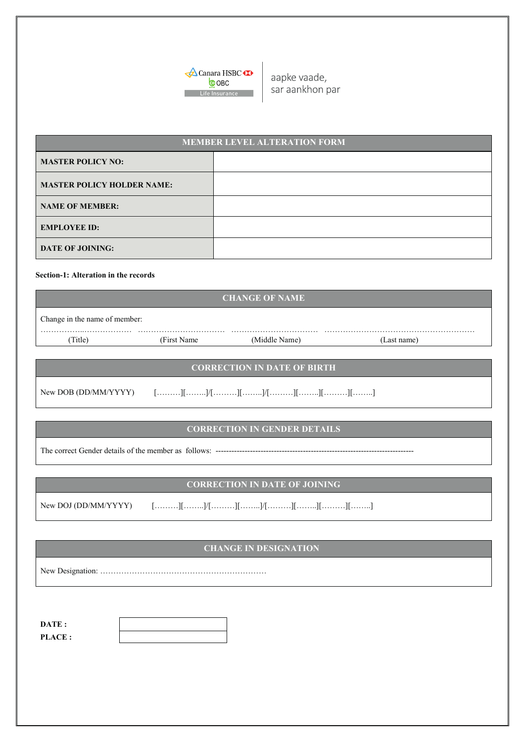Canara HSBC OBC Life Insurance

aapke vaade,
sar aankhon par

| MEMBER LEVEL ALTERATION FORM | |
|---|---|
| **MASTER POLICY NO:** | |
| **MASTER POLICY HOLDER NAME:** | |
| **NAME OF MEMBER:** | |
| **EMPLOYEE ID:** | |
| **DATE OF JOINING:** | |

**Section-1: Alteration in the records**

## CHANGE OF NAME

Change in the name of member:

……………..……………… …………………………… …………………………… ……………………………………………………
(Title) (First Name (Middle Name) (Last name)

## CORRECTION IN DATE OF BIRTH

New DOB (DD/MM/YYYY) […….…][……..]/[…….…][……..]/[…….…][……..][…….…][……..]

## CORRECTION IN GENDER DETAILS

The correct Gender details of the member as follows: --------------------------------------------------------------------------

## CORRECTION IN DATE OF JOINING

New DOJ (DD/MM/YYYY) […….…][……..]/[…….…][……..]/[…….…][……..][…….…][……..]

## CHANGE IN DESIGNATION

New Designation: ………………………………………………………

| | |
|---|---|
| **DATE :** | |
| **PLACE :** | |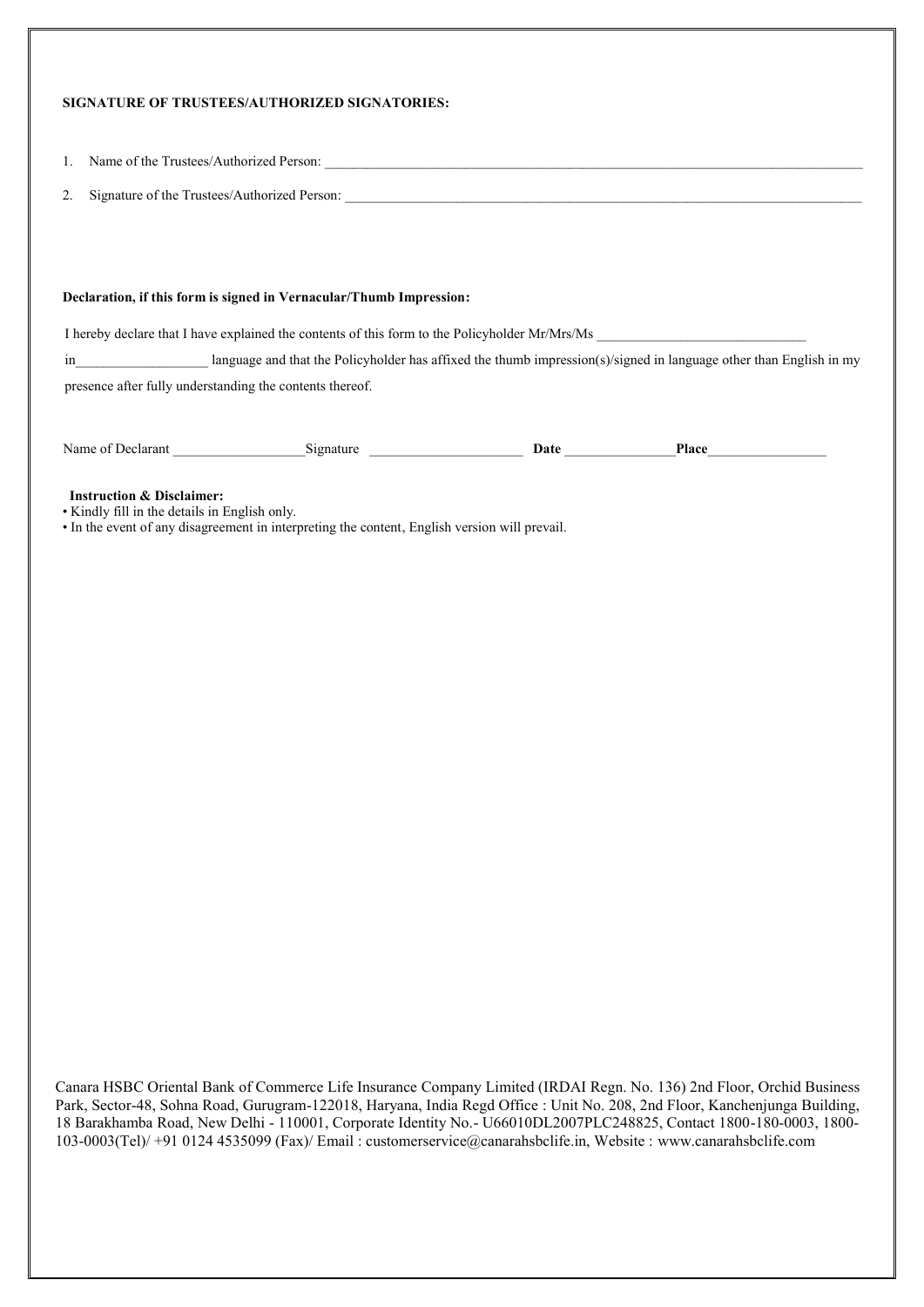**SIGNATURE OF TRUSTEES/AUTHORIZED SIGNATORIES:**

1. Name of the Trustees/Authorized Person: ________________________________________________________________________________

2. Signature of the Trustees/Authorized Person: ____________________________________________________________________________

**Declaration, if this form is signed in Vernacular/Thumb Impression:**

I hereby declare that I have explained the contents of this form to the Policyholder Mr/Mrs/Ms ______________________________ in___________________ language and that the Policyholder has affixed the thumb impression(s)/signed in language other than English in my presence after fully understanding the contents thereof.

Name of Declarant ___________________Signature ______________________ **Date** ________________**Place**_________________

**Instruction & Disclaimer:**

- Kindly fill in the details in English only.
- In the event of any disagreement in interpreting the content, English version will prevail.

Canara HSBC Oriental Bank of Commerce Life Insurance Company Limited (IRDAI Regn. No. 136) 2nd Floor, Orchid Business Park, Sector-48, Sohna Road, Gurugram-122018, Haryana, India Regd Office : Unit No. 208, 2nd Floor, Kanchenjunga Building, 18 Barakhamba Road, New Delhi - 110001, Corporate Identity No.- U66010DL2007PLC248825, Contact 1800-180-0003, 1800-103-0003(Tel)/ +91 0124 4535099 (Fax)/ Email : customerservice@canarahsbclife.in, Website : www.canarahsbclife.com